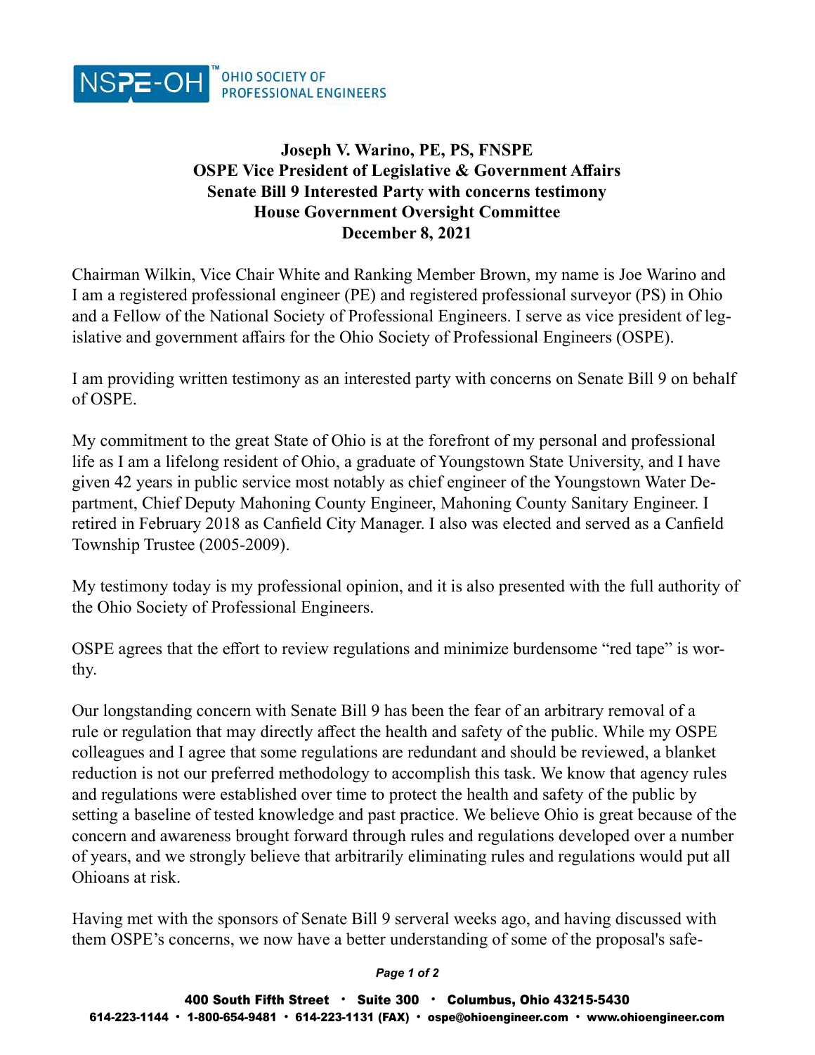NSPE-OH™ OHIO SOCIETY OF PROFESSIONAL ENGINEERS

**Joseph V. Warino, PE, PS, FNSPE**
**OSPE Vice President of Legislative & Government Affairs**
**Senate Bill 9 Interested Party with concerns testimony**
**House Government Oversight Committee**
**December 8, 2021**

Chairman Wilkin, Vice Chair White and Ranking Member Brown, my name is Joe Warino and I am a registered professional engineer (PE) and registered professional surveyor (PS) in Ohio and a Fellow of the National Society of Professional Engineers. I serve as vice president of legislative and government affairs for the Ohio Society of Professional Engineers (OSPE).

I am providing written testimony as an interested party with concerns on Senate Bill 9 on behalf of OSPE.

My commitment to the great State of Ohio is at the forefront of my personal and professional life as I am a lifelong resident of Ohio, a graduate of Youngstown State University, and I have given 42 years in public service most notably as chief engineer of the Youngstown Water Department, Chief Deputy Mahoning County Engineer, Mahoning County Sanitary Engineer. I retired in February 2018 as Canfield City Manager. I also was elected and served as a Canfield Township Trustee (2005-2009).

My testimony today is my professional opinion, and it is also presented with the full authority of the Ohio Society of Professional Engineers.

OSPE agrees that the effort to review regulations and minimize burdensome "red tape" is worthy.

Our longstanding concern with Senate Bill 9 has been the fear of an arbitrary removal of a rule or regulation that may directly affect the health and safety of the public. While my OSPE colleagues and I agree that some regulations are redundant and should be reviewed, a blanket reduction is not our preferred methodology to accomplish this task. We know that agency rules and regulations were established over time to protect the health and safety of the public by setting a baseline of tested knowledge and past practice. We believe Ohio is great because of the concern and awareness brought forward through rules and regulations developed over a number of years, and we strongly believe that arbitrarily eliminating rules and regulations would put all Ohioans at risk.

Having met with the sponsors of Senate Bill 9 serveral weeks ago, and having discussed with them OSPE's concerns, we now have a better understanding of some of the proposal's safe-

400 South Fifth Street · Suite 300 · Columbus, Ohio 43215-5430
614-223-1144 · 1-800-654-9481 · 614-223-1131 (FAX) · ospe@ohioengineer.com · www.ohioengineer.com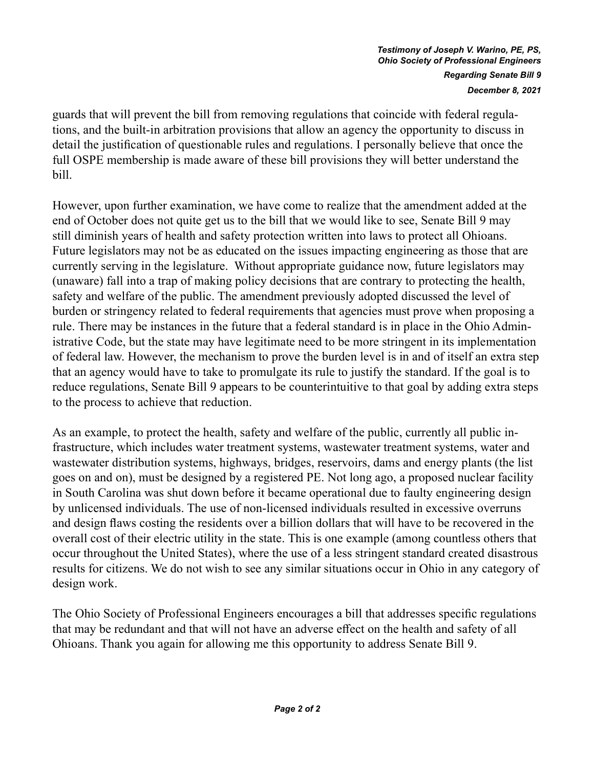guards that will prevent the bill from removing regulations that coincide with federal regulations, and the built-in arbitration provisions that allow an agency the opportunity to discuss in detail the justification of questionable rules and regulations. I personally believe that once the full OSPE membership is made aware of these bill provisions they will better understand the bill.

However, upon further examination, we have come to realize that the amendment added at the end of October does not quite get us to the bill that we would like to see, Senate Bill 9 may still diminish years of health and safety protection written into laws to protect all Ohioans. Future legislators may not be as educated on the issues impacting engineering as those that are currently serving in the legislature. Without appropriate guidance now, future legislators may (unaware) fall into a trap of making policy decisions that are contrary to protecting the health, safety and welfare of the public. The amendment previously adopted discussed the level of burden or stringency related to federal requirements that agencies must prove when proposing a rule. There may be instances in the future that a federal standard is in place in the Ohio Administrative Code, but the state may have legitimate need to be more stringent in its implementation of federal law. However, the mechanism to prove the burden level is in and of itself an extra step that an agency would have to take to promulgate its rule to justify the standard. If the goal is to reduce regulations, Senate Bill 9 appears to be counterintuitive to that goal by adding extra steps to the process to achieve that reduction.

As an example, to protect the health, safety and welfare of the public, currently all public infrastructure, which includes water treatment systems, wastewater treatment systems, water and wastewater distribution systems, highways, bridges, reservoirs, dams and energy plants (the list goes on and on), must be designed by a registered PE. Not long ago, a proposed nuclear facility in South Carolina was shut down before it became operational due to faulty engineering design by unlicensed individuals. The use of non-licensed individuals resulted in excessive overruns and design flaws costing the residents over a billion dollars that will have to be recovered in the overall cost of their electric utility in the state. This is one example (among countless others that occur throughout the United States), where the use of a less stringent standard created disastrous results for citizens. We do not wish to see any similar situations occur in Ohio in any category of design work.

The Ohio Society of Professional Engineers encourages a bill that addresses specific regulations that may be redundant and that will not have an adverse effect on the health and safety of all Ohioans. Thank you again for allowing me this opportunity to address Senate Bill 9.